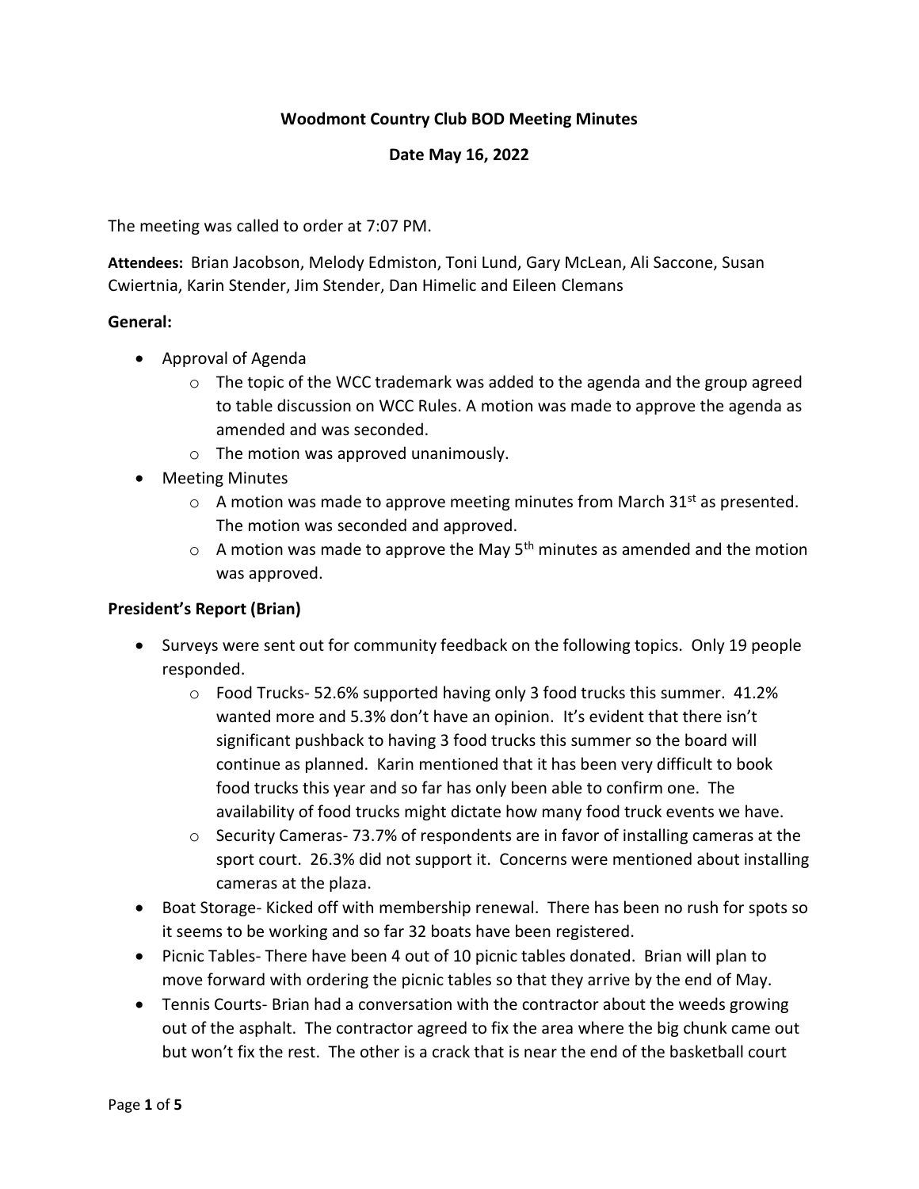**Woodmont Country Club BOD Meeting Minutes**

**Date May 16, 2022**

The meeting was called to order at 7:07 PM.

**Attendees:** Brian Jacobson, Melody Edmiston, Toni Lund, Gary McLean, Ali Saccone, Susan Cwiertnia, Karin Stender, Jim Stender, Dan Himelic and Eileen Clemans

**General:**

- Approval of Agenda
  - The topic of the WCC trademark was added to the agenda and the group agreed to table discussion on WCC Rules. A motion was made to approve the agenda as amended and was seconded.
  - The motion was approved unanimously.
- Meeting Minutes
  - A motion was made to approve meeting minutes from March 31st as presented. The motion was seconded and approved.
  - A motion was made to approve the May 5th minutes as amended and the motion was approved.

**President's Report (Brian)**

- Surveys were sent out for community feedback on the following topics. Only 19 people responded.
  - Food Trucks- 52.6% supported having only 3 food trucks this summer. 41.2% wanted more and 5.3% don't have an opinion. It's evident that there isn't significant pushback to having 3 food trucks this summer so the board will continue as planned. Karin mentioned that it has been very difficult to book food trucks this year and so far has only been able to confirm one. The availability of food trucks might dictate how many food truck events we have.
  - Security Cameras- 73.7% of respondents are in favor of installing cameras at the sport court. 26.3% did not support it. Concerns were mentioned about installing cameras at the plaza.
- Boat Storage- Kicked off with membership renewal. There has been no rush for spots so it seems to be working and so far 32 boats have been registered.
- Picnic Tables- There have been 4 out of 10 picnic tables donated. Brian will plan to move forward with ordering the picnic tables so that they arrive by the end of May.
- Tennis Courts- Brian had a conversation with the contractor about the weeds growing out of the asphalt. The contractor agreed to fix the area where the big chunk came out but won't fix the rest. The other is a crack that is near the end of the basketball court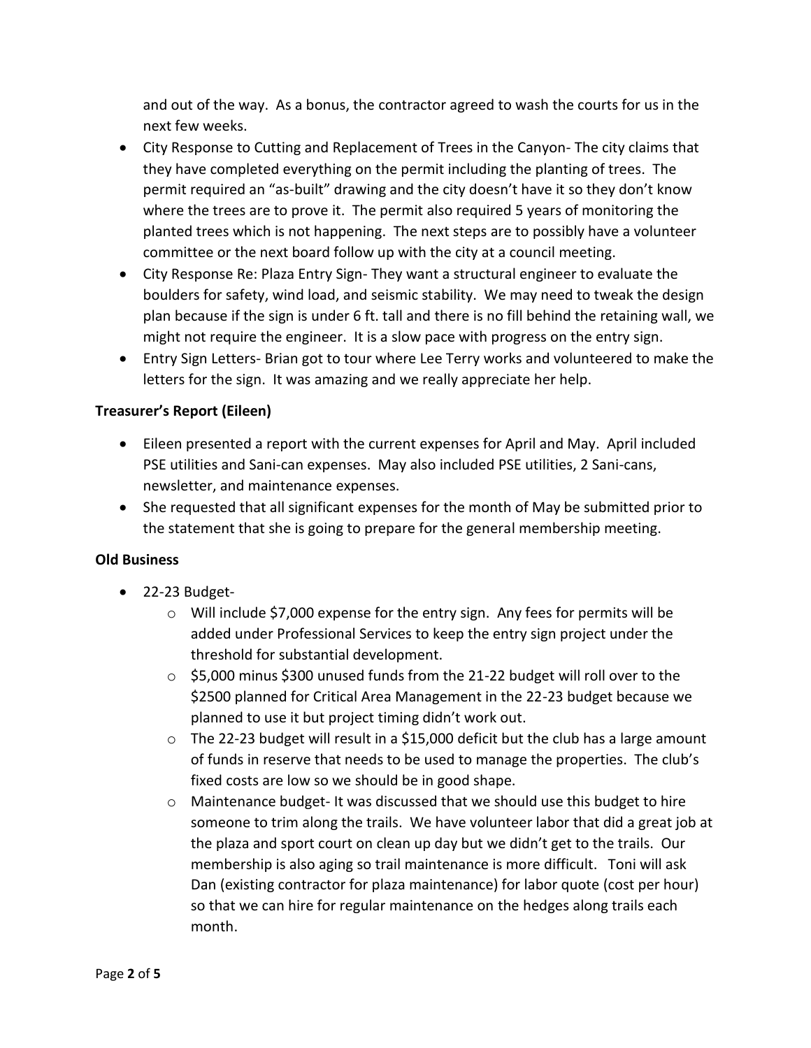and out of the way. As a bonus, the contractor agreed to wash the courts for us in the next few weeks.

- City Response to Cutting and Replacement of Trees in the Canyon- The city claims that they have completed everything on the permit including the planting of trees. The permit required an "as-built" drawing and the city doesn't have it so they don't know where the trees are to prove it. The permit also required 5 years of monitoring the planted trees which is not happening. The next steps are to possibly have a volunteer committee or the next board follow up with the city at a council meeting.
- City Response Re: Plaza Entry Sign- They want a structural engineer to evaluate the boulders for safety, wind load, and seismic stability. We may need to tweak the design plan because if the sign is under 6 ft. tall and there is no fill behind the retaining wall, we might not require the engineer. It is a slow pace with progress on the entry sign.
- Entry Sign Letters- Brian got to tour where Lee Terry works and volunteered to make the letters for the sign. It was amazing and we really appreciate her help.

**Treasurer's Report (Eileen)**

- Eileen presented a report with the current expenses for April and May. April included PSE utilities and Sani-can expenses. May also included PSE utilities, 2 Sani-cans, newsletter, and maintenance expenses.
- She requested that all significant expenses for the month of May be submitted prior to the statement that she is going to prepare for the general membership meeting.

**Old Business**

- 22-23 Budget-
  - Will include $7,000 expense for the entry sign. Any fees for permits will be added under Professional Services to keep the entry sign project under the threshold for substantial development.
  - $5,000 minus $300 unused funds from the 21-22 budget will roll over to the $2500 planned for Critical Area Management in the 22-23 budget because we planned to use it but project timing didn't work out.
  - The 22-23 budget will result in a $15,000 deficit but the club has a large amount of funds in reserve that needs to be used to manage the properties. The club's fixed costs are low so we should be in good shape.
  - Maintenance budget- It was discussed that we should use this budget to hire someone to trim along the trails. We have volunteer labor that did a great job at the plaza and sport court on clean up day but we didn't get to the trails. Our membership is also aging so trail maintenance is more difficult. Toni will ask Dan (existing contractor for plaza maintenance) for labor quote (cost per hour) so that we can hire for regular maintenance on the hedges along trails each month.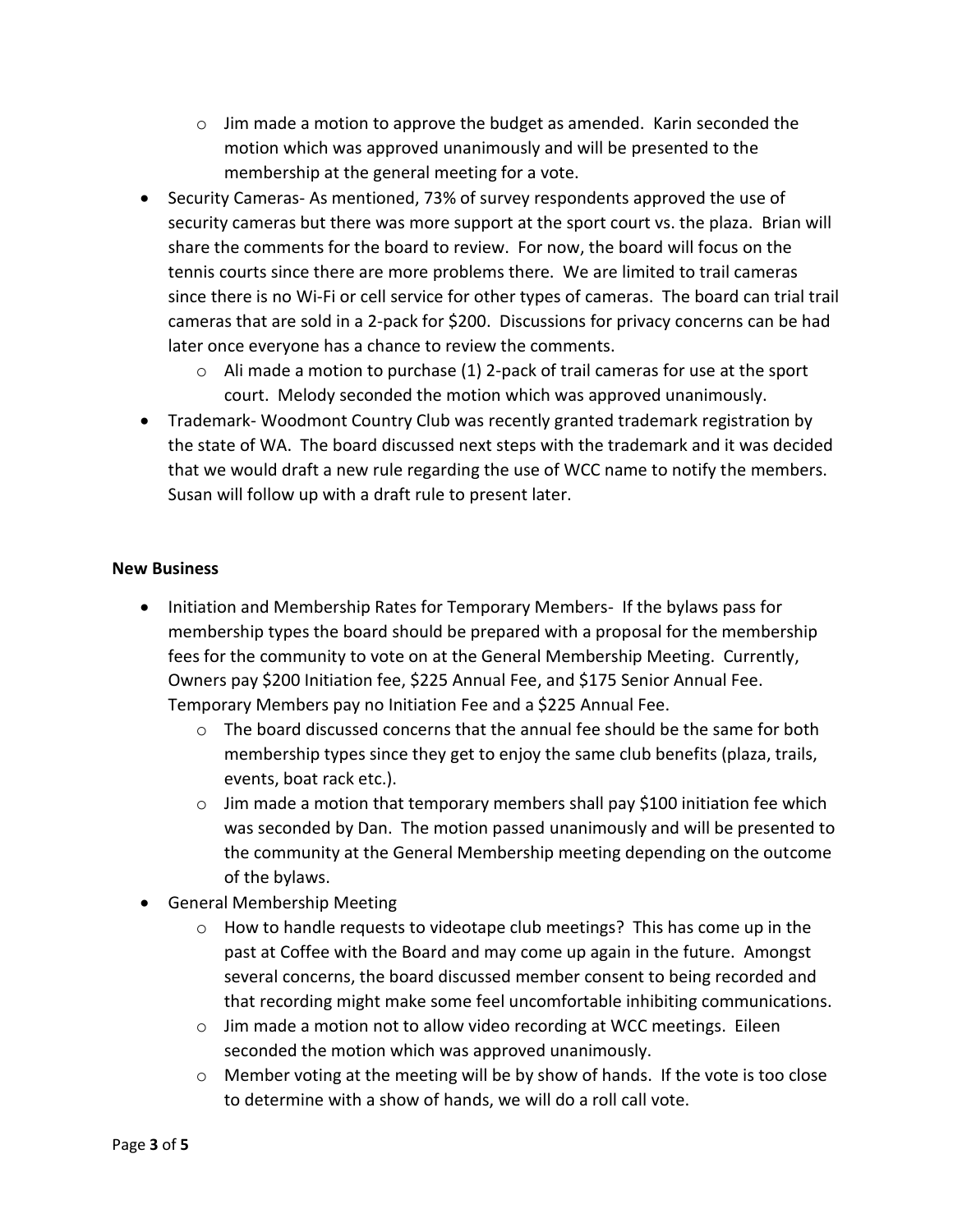- Jim made a motion to approve the budget as amended. Karin seconded the motion which was approved unanimously and will be presented to the membership at the general meeting for a vote.
- Security Cameras- As mentioned, 73% of survey respondents approved the use of security cameras but there was more support at the sport court vs. the plaza. Brian will share the comments for the board to review. For now, the board will focus on the tennis courts since there are more problems there. We are limited to trail cameras since there is no Wi-Fi or cell service for other types of cameras. The board can trial trail cameras that are sold in a 2-pack for $200. Discussions for privacy concerns can be had later once everyone has a chance to review the comments.
  - Ali made a motion to purchase (1) 2-pack of trail cameras for use at the sport court. Melody seconded the motion which was approved unanimously.
- Trademark- Woodmont Country Club was recently granted trademark registration by the state of WA. The board discussed next steps with the trademark and it was decided that we would draft a new rule regarding the use of WCC name to notify the members. Susan will follow up with a draft rule to present later.

**New Business**

- Initiation and Membership Rates for Temporary Members- If the bylaws pass for membership types the board should be prepared with a proposal for the membership fees for the community to vote on at the General Membership Meeting. Currently, Owners pay $200 Initiation fee, $225 Annual Fee, and $175 Senior Annual Fee. Temporary Members pay no Initiation Fee and a $225 Annual Fee.
  - The board discussed concerns that the annual fee should be the same for both membership types since they get to enjoy the same club benefits (plaza, trails, events, boat rack etc.).
  - Jim made a motion that temporary members shall pay $100 initiation fee which was seconded by Dan. The motion passed unanimously and will be presented to the community at the General Membership meeting depending on the outcome of the bylaws.
- General Membership Meeting
  - How to handle requests to videotape club meetings? This has come up in the past at Coffee with the Board and may come up again in the future. Amongst several concerns, the board discussed member consent to being recorded and that recording might make some feel uncomfortable inhibiting communications.
  - Jim made a motion not to allow video recording at WCC meetings. Eileen seconded the motion which was approved unanimously.
  - Member voting at the meeting will be by show of hands. If the vote is too close to determine with a show of hands, we will do a roll call vote.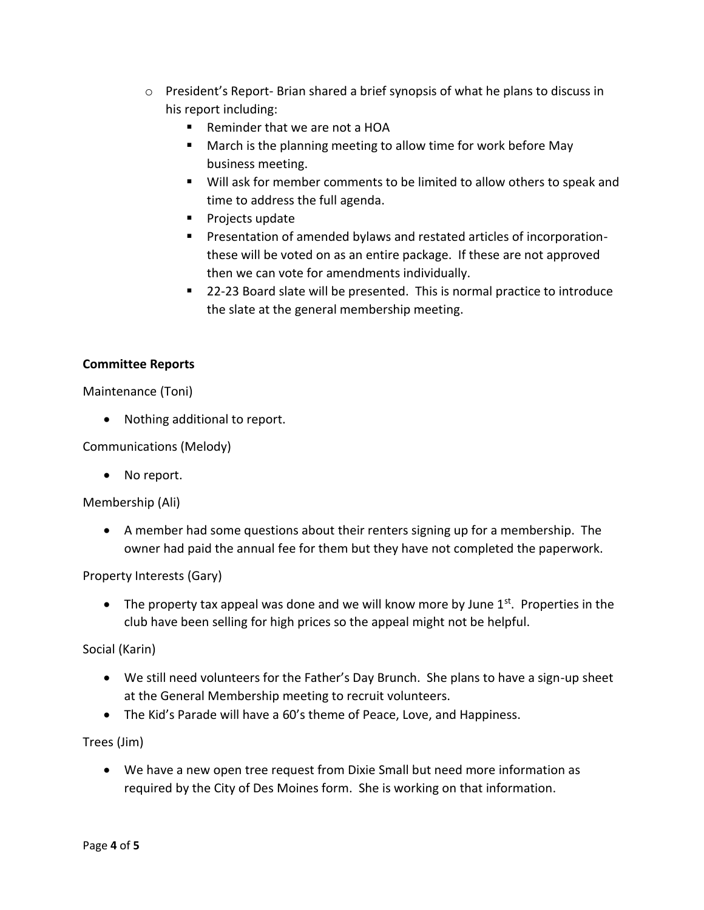- President's Report- Brian shared a brief synopsis of what he plans to discuss in his report including:
    - Reminder that we are not a HOA
    - March is the planning meeting to allow time for work before May business meeting.
    - Will ask for member comments to be limited to allow others to speak and time to address the full agenda.
    - Projects update
    - Presentation of amended bylaws and restated articles of incorporation- these will be voted on as an entire package. If these are not approved then we can vote for amendments individually.
    - 22-23 Board slate will be presented. This is normal practice to introduce the slate at the general membership meeting.

**Committee Reports**

Maintenance (Toni)

- Nothing additional to report.

Communications (Melody)

- No report.

Membership (Ali)

- A member had some questions about their renters signing up for a membership. The owner had paid the annual fee for them but they have not completed the paperwork.

Property Interests (Gary)

- The property tax appeal was done and we will know more by June 1st. Properties in the club have been selling for high prices so the appeal might not be helpful.

Social (Karin)

- We still need volunteers for the Father's Day Brunch. She plans to have a sign-up sheet at the General Membership meeting to recruit volunteers.
- The Kid's Parade will have a 60's theme of Peace, Love, and Happiness.

Trees (Jim)

- We have a new open tree request from Dixie Small but need more information as required by the City of Des Moines form. She is working on that information.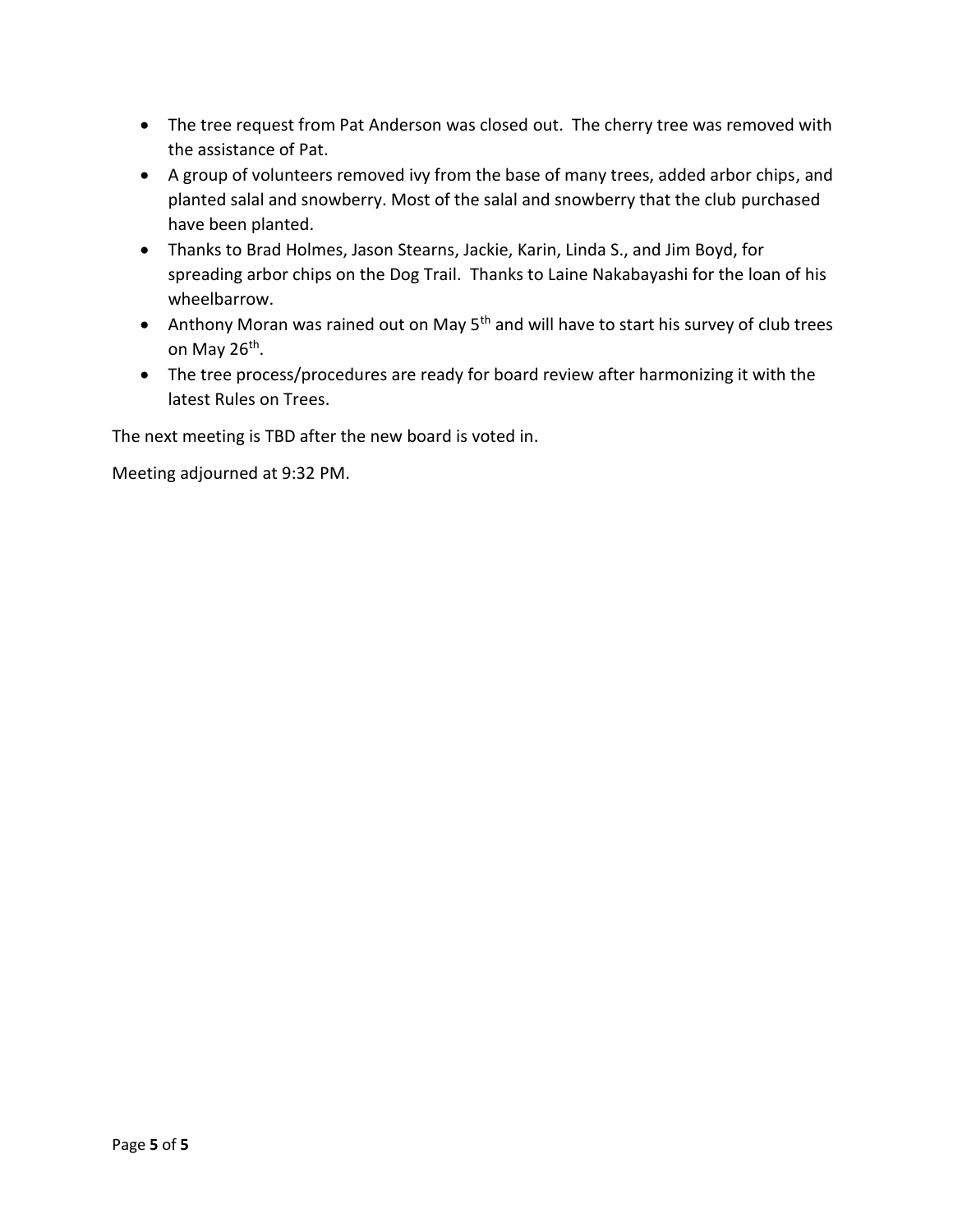- The tree request from Pat Anderson was closed out. The cherry tree was removed with the assistance of Pat.
- A group of volunteers removed ivy from the base of many trees, added arbor chips, and planted salal and snowberry. Most of the salal and snowberry that the club purchased have been planted.
- Thanks to Brad Holmes, Jason Stearns, Jackie, Karin, Linda S., and Jim Boyd, for spreading arbor chips on the Dog Trail. Thanks to Laine Nakabayashi for the loan of his wheelbarrow.
- Anthony Moran was rained out on May 5th and will have to start his survey of club trees on May 26th.
- The tree process/procedures are ready for board review after harmonizing it with the latest Rules on Trees.

The next meeting is TBD after the new board is voted in.

Meeting adjourned at 9:32 PM.